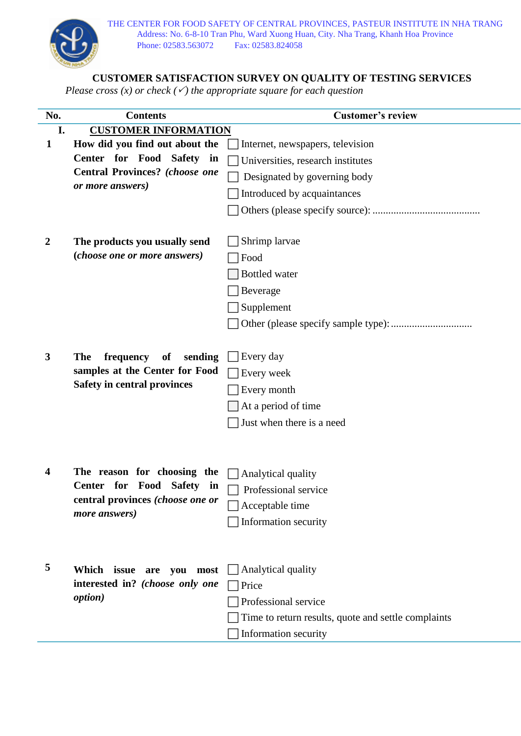THE CENTER FOR FOOD SAFETY OF CENTRAL PROVINCES, PASTEUR INSTITUTE IN NHA TRANG
Address: No. 6-8-10 Tran Phu, Ward Xuong Huan, City. Nha Trang, Khanh Hoa Province
Phone: 02583.563072 Fax: 02583.824058

# CUSTOMER SATISFACTION SURVEY ON QUALITY OF TESTING SERVICES

*Please cross (x) or check (✓) the appropriate square for each question*

| No. | Contents | Customer's review |
|---|---|---|
| **I.** | **<u>CUSTOMER INFORMATION</u>** | |
| **1** | **How did you find out about the Center for Food Safety in Central Provinces?** ***(choose one or more answers)*** | ☐ Internet, newspapers, television<br>☐ Universities, research institutes<br>☐ Designated by governing body<br>☐ Introduced by acquaintances<br>☐ Others (please specify source): ......................................... |
| **2** | **The products you usually send (*choose one or more answers*)** | ☐ Shrimp larvae<br>☐ Food<br>☐ Bottled water<br>☐ Beverage<br>☐ Supplement<br>☐ Other (please specify sample type): ............................... |
| **3** | **The frequency of sending samples at the Center for Food Safety in central provinces** | ☐ Every day<br>☐ Every week<br>☐ Every month<br>☐ At a period of time<br>☐ Just when there is a need |
| **4** | **The reason for choosing the Center for Food Safety in central provinces** ***(choose one or more answers)*** | ☐ Analytical quality<br>☐ Professional service<br>☐ Acceptable time<br>☐ Information security |
| **5** | **Which issue are you most interested in?** ***(choose only one option)*** | ☐ Analytical quality<br>☐ Price<br>☐ Professional service<br>☐ Time to return results, quote and settle complaints<br>☐ Information security |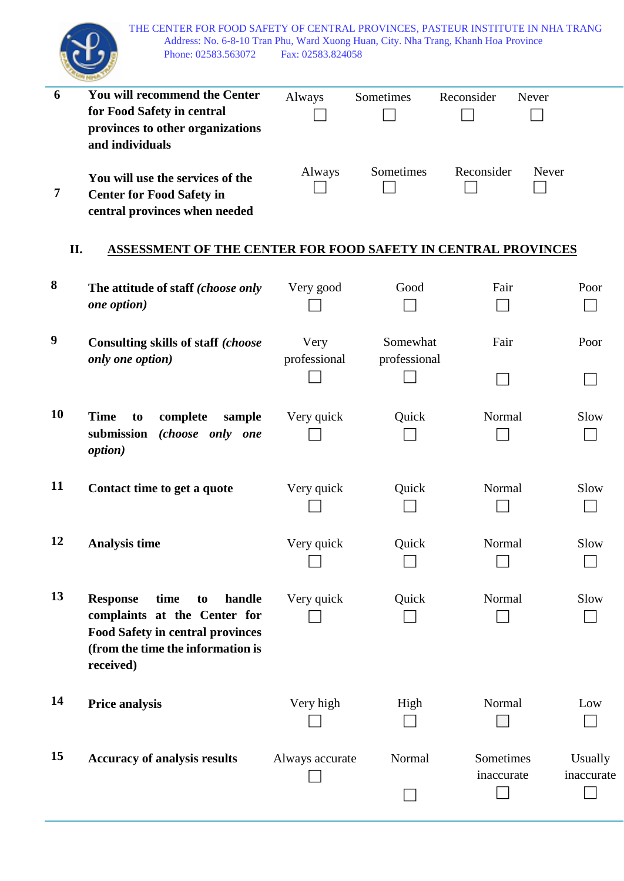| 6 | **You will recommend the Center for Food Safety in central provinces to other organizations and individuals** | Always ☐ | Sometimes ☐ | Reconsider ☐ | Never ☐ |
|---|---|---|---|---|---|
| 7 | **You will use the services of the Center for Food Safety in central provinces when needed** | Always ☐ | Sometimes ☐ | Reconsider ☐ | Never ☐ |

## II. ASSESSMENT OF THE CENTER FOR FOOD SAFETY IN CENTRAL PROVINCES

| 8 | **The attitude of staff *(choose only one option)*** | Very good ☐ | Good ☐ | Fair ☐ | Poor ☐ |
|---|---|---|---|---|---|
| 9 | **Consulting skills of staff *(choose only one option)*** | Very professional ☐ | Somewhat professional ☐ | Fair ☐ | Poor ☐ |
| 10 | **Time to complete sample submission *(choose only one option)*** | Very quick ☐ | Quick ☐ | Normal ☐ | Slow ☐ |
| 11 | **Contact time to get a quote** | Very quick ☐ | Quick ☐ | Normal ☐ | Slow ☐ |
| 12 | **Analysis time** | Very quick ☐ | Quick ☐ | Normal ☐ | Slow ☐ |
| 13 | **Response time to handle complaints at the Center for Food Safety in central provinces (from the time the information is received)** | Very quick ☐ | Quick ☐ | Normal ☐ | Slow ☐ |
| 14 | **Price analysis** | Very high ☐ | High ☐ | Normal ☐ | Low ☐ |
| 15 | **Accuracy of analysis results** | Always accurate ☐ | Normal ☐ | Sometimes inaccurate ☐ | Usually inaccurate ☐ |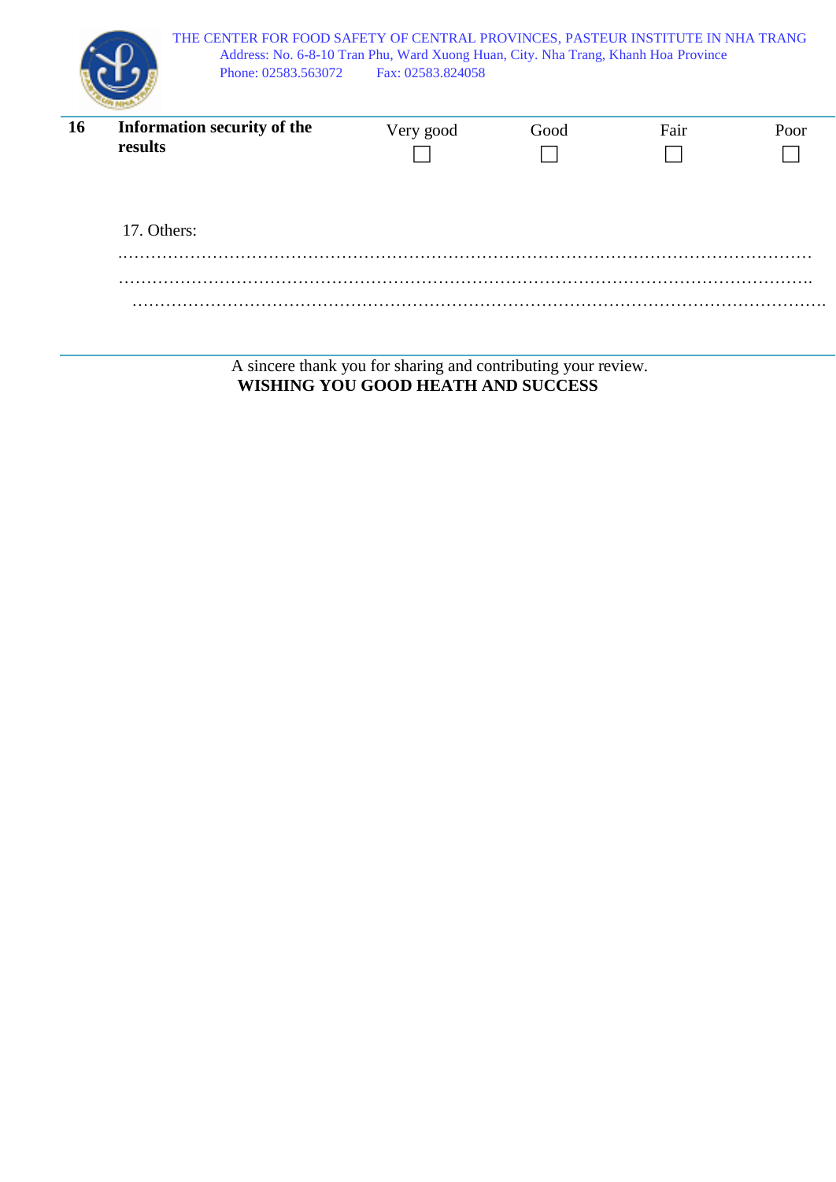| | | | | | |
|---|---|---|---|---|---|
| **16** | **Information security of the results** | Very good ☐ | Good ☐ | Fair ☐ | Poor ☐ |

17. Others:

…………………………………………………………………………………………………………………

…………………………………………………………………………………………………………………

…………………………………………………………………………………………………………………

A sincere thank you for sharing and contributing your review.

**WISHING YOU GOOD HEATH AND SUCCESS**